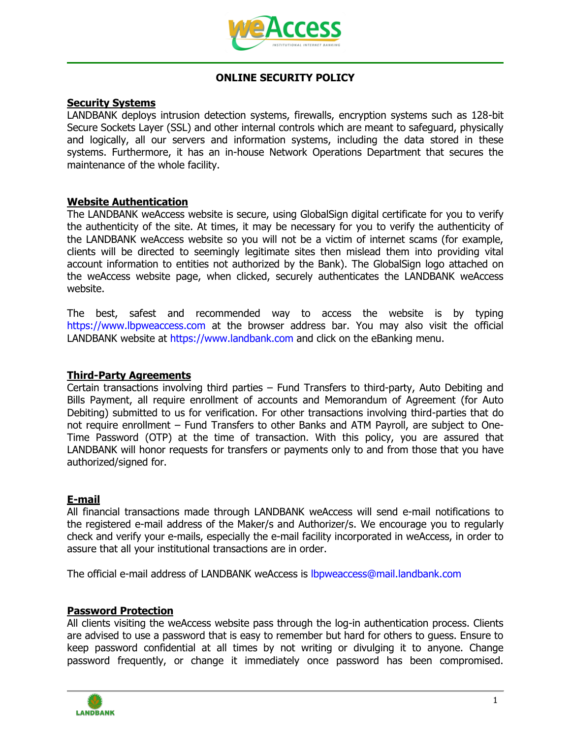# ONLINE SECURITY POLICY

## Security Systems

LANDBANK deploys intrusion detection systems, firewalls, encryption systems such as 128-bit Secure Sockets Layer (SSL) and other internal controls which are meant to safeguard, physically and logically, all our servers and information systems, including the data stored in these systems. Furthermore, it has an in-house Network Operations Department that secures the maintenance of the whole facility.

## Website Authentication

The LANDBANK weAccess website is secure, using GlobalSign digital certificate for you to verify the authenticity of the site. At times, it may be necessary for you to verify the authenticity of the LANDBANK weAccess website so you will not be a victim of internet scams (for example, clients will be directed to seemingly legitimate sites then mislead them into providing vital account information to entities not authorized by the Bank). The GlobalSign logo attached on the weAccess website page, when clicked, securely authenticates the LANDBANK weAccess website.

The best, safest and recommended way to access the website is by typing https://www.lbpweaccess.com at the browser address bar. You may also visit the official LANDBANK website at https://www.landbank.com and click on the eBanking menu.

## Third-Party Agreements

Certain transactions involving third parties – Fund Transfers to third-party, Auto Debiting and Bills Payment, all require enrollment of accounts and Memorandum of Agreement (for Auto Debiting) submitted to us for verification. For other transactions involving third-parties that do not require enrollment – Fund Transfers to other Banks and ATM Payroll, are subject to One-Time Password (OTP) at the time of transaction. With this policy, you are assured that LANDBANK will honor requests for transfers or payments only to and from those that you have authorized/signed for.

## E-mail

All financial transactions made through LANDBANK weAccess will send e-mail notifications to the registered e-mail address of the Maker/s and Authorizer/s. We encourage you to regularly check and verify your e-mails, especially the e-mail facility incorporated in weAccess, in order to assure that all your institutional transactions are in order.

The official e-mail address of LANDBANK weAccess is lbpweaccess@mail.landbank.com

## Password Protection

All clients visiting the weAccess website pass through the log-in authentication process. Clients are advised to use a password that is easy to remember but hard for others to guess. Ensure to keep password confidential at all times by not writing or divulging it to anyone. Change password frequently, or change it immediately once password has been compromised.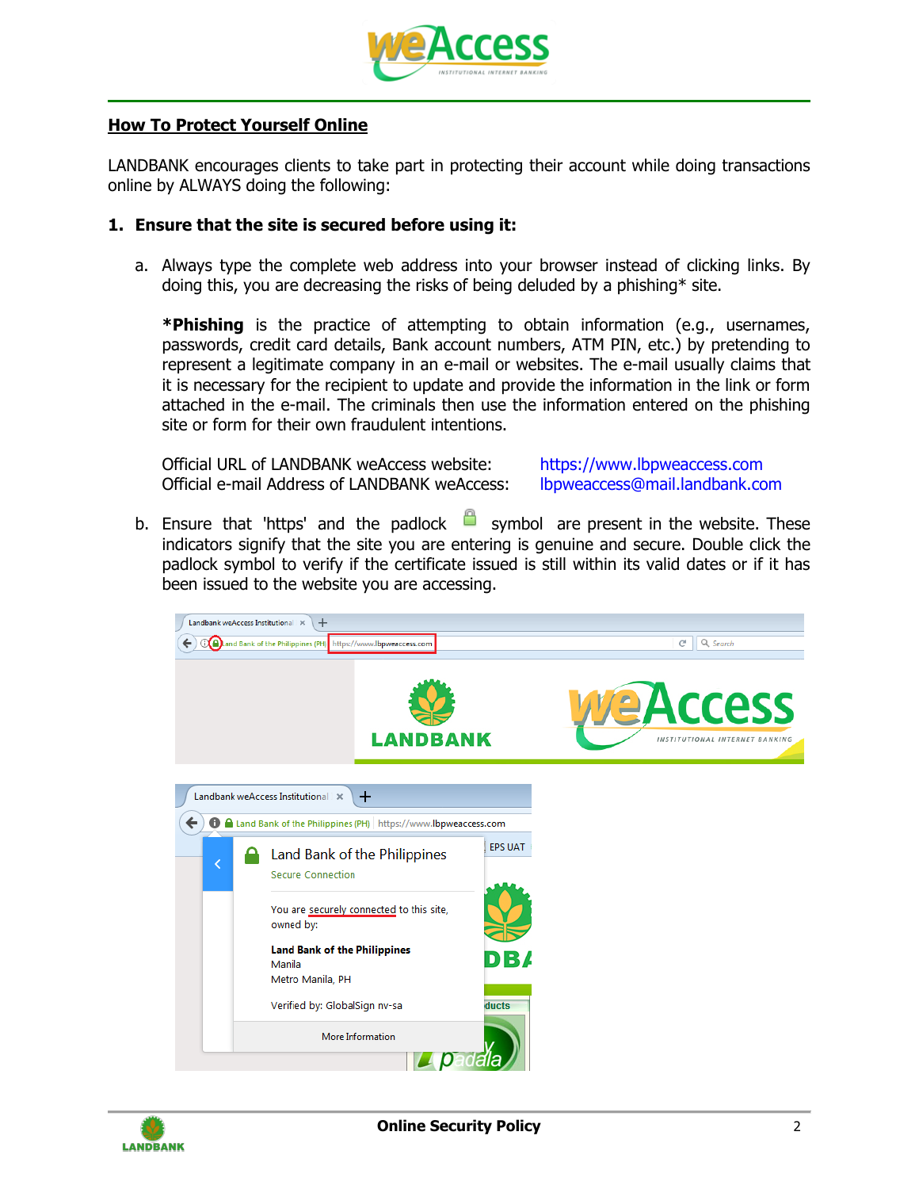## How To Protect Yourself Online

LANDBANK encourages clients to take part in protecting their account while doing transactions online by ALWAYS doing the following:

### 1. Ensure that the site is secured before using it:

a. Always type the complete web address into your browser instead of clicking links. By doing this, you are decreasing the risks of being deluded by a phishing* site.

**\*Phishing** is the practice of attempting to obtain information (e.g., usernames, passwords, credit card details, Bank account numbers, ATM PIN, etc.) by pretending to represent a legitimate company in an e-mail or websites. The e-mail usually claims that it is necessary for the recipient to update and provide the information in the link or form attached in the e-mail. The criminals then use the information entered on the phishing site or form for their own fraudulent intentions.

Official URL of LANDBANK weAccess website: https://www.lbpweaccess.com
Official e-mail Address of LANDBANK weAccess: lbpweaccess@mail.landbank.com

b. Ensure that 'https' and the padlock symbol are present in the website. These indicators signify that the site you are entering is genuine and secure. Double click the padlock symbol to verify if the certificate issued is still within its valid dates or if it has been issued to the website you are accessing.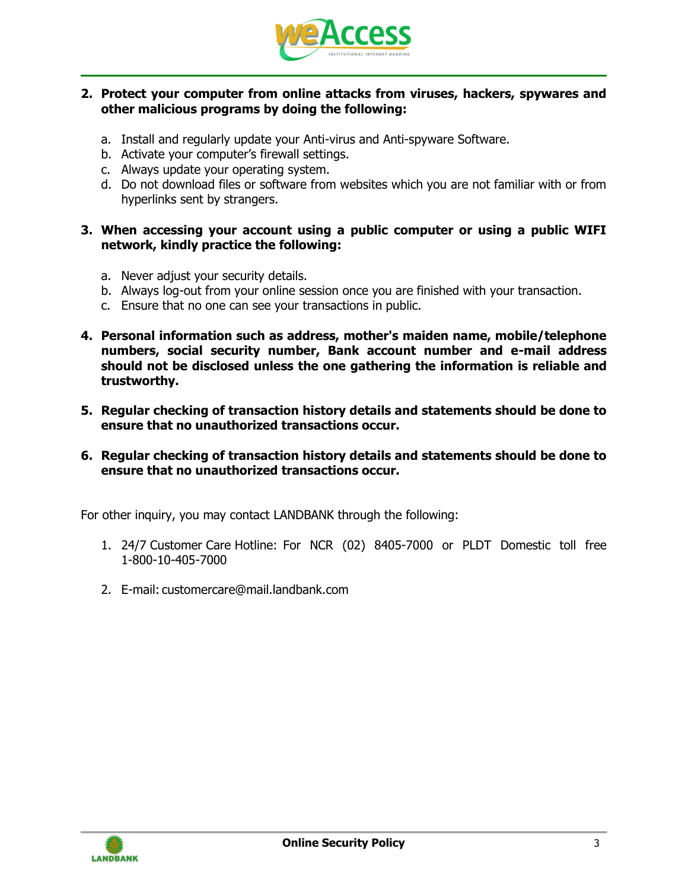2. **Protect your computer from online attacks from viruses, hackers, spywares and other malicious programs by doing the following:**

   a. Install and regularly update your Anti-virus and Anti-spyware Software.
   b. Activate your computer's firewall settings.
   c. Always update your operating system.
   d. Do not download files or software from websites which you are not familiar with or from hyperlinks sent by strangers.

3. **When accessing your account using a public computer or using a public WIFI network, kindly practice the following:**

   a. Never adjust your security details.
   b. Always log-out from your online session once you are finished with your transaction.
   c. Ensure that no one can see your transactions in public.

4. **Personal information such as address, mother's maiden name, mobile/telephone numbers, social security number, Bank account number and e-mail address should not be disclosed unless the one gathering the information is reliable and trustworthy.**

5. **Regular checking of transaction history details and statements should be done to ensure that no unauthorized transactions occur.**

6. **Regular checking of transaction history details and statements should be done to ensure that no unauthorized transactions occur.**

For other inquiry, you may contact LANDBANK through the following:

1. 24/7 Customer Care Hotline: For NCR (02) 8405-7000 or PLDT Domestic toll free 1-800-10-405-7000

2. E-mail: customercare@mail.landbank.com